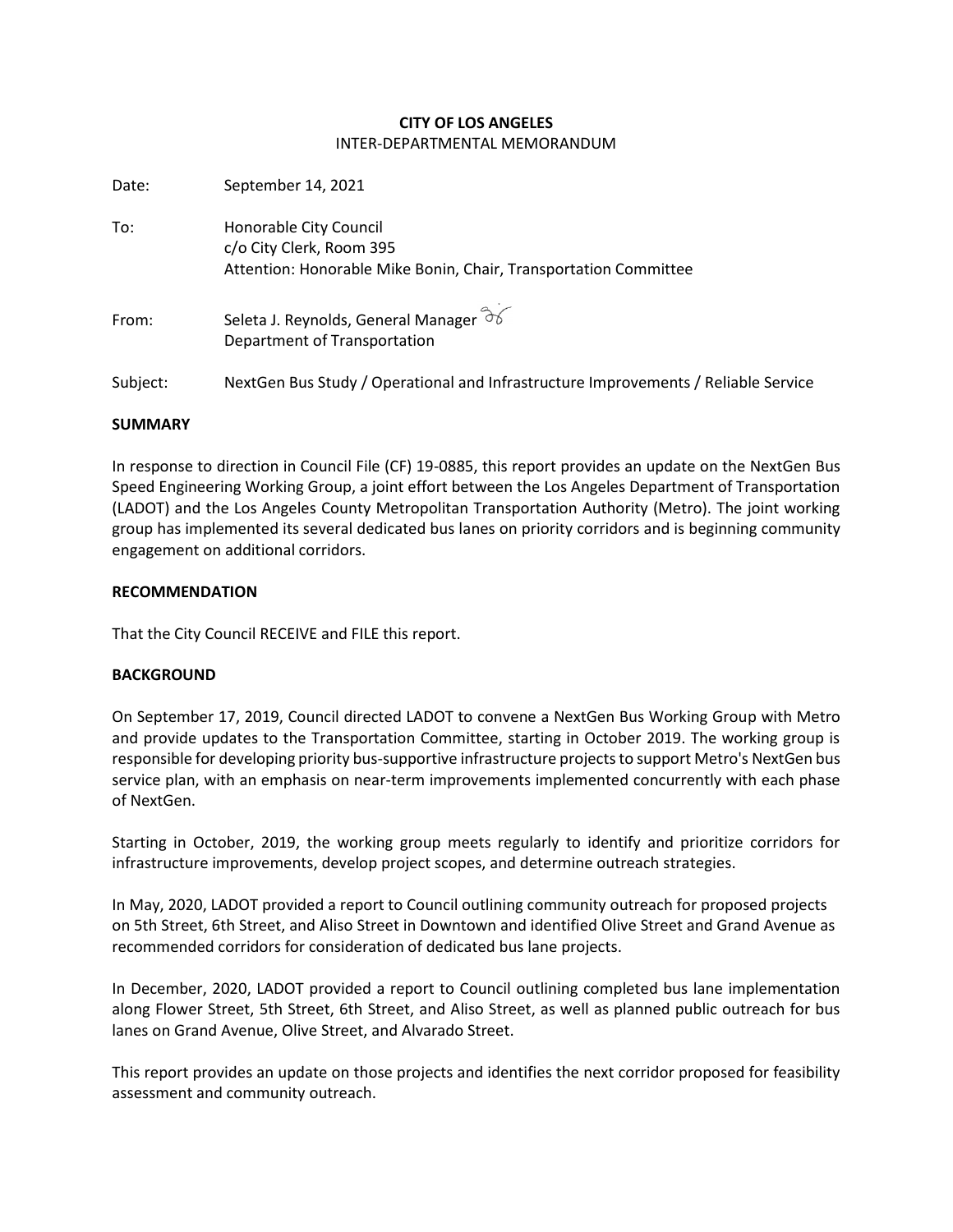**CITY OF LOS ANGELES**
INTER-DEPARTMENTAL MEMORANDUM

Date: September 14, 2021

To: Honorable City Council
c/o City Clerk, Room 395
Attention: Honorable Mike Bonin, Chair, Transportation Committee

From: Seleta J. Reynolds, General Manager
Department of Transportation

Subject: NextGen Bus Study / Operational and Infrastructure Improvements / Reliable Service

**SUMMARY**

In response to direction in Council File (CF) 19-0885, this report provides an update on the NextGen Bus Speed Engineering Working Group, a joint effort between the Los Angeles Department of Transportation (LADOT) and the Los Angeles County Metropolitan Transportation Authority (Metro). The joint working group has implemented its several dedicated bus lanes on priority corridors and is beginning community engagement on additional corridors.

**RECOMMENDATION**

That the City Council RECEIVE and FILE this report.

**BACKGROUND**

On September 17, 2019, Council directed LADOT to convene a NextGen Bus Working Group with Metro and provide updates to the Transportation Committee, starting in October 2019. The working group is responsible for developing priority bus-supportive infrastructure projects to support Metro's NextGen bus service plan, with an emphasis on near-term improvements implemented concurrently with each phase of NextGen.

Starting in October, 2019, the working group meets regularly to identify and prioritize corridors for infrastructure improvements, develop project scopes, and determine outreach strategies.

In May, 2020, LADOT provided a report to Council outlining community outreach for proposed projects on 5th Street, 6th Street, and Aliso Street in Downtown and identified Olive Street and Grand Avenue as recommended corridors for consideration of dedicated bus lane projects.

In December, 2020, LADOT provided a report to Council outlining completed bus lane implementation along Flower Street, 5th Street, 6th Street, and Aliso Street, as well as planned public outreach for bus lanes on Grand Avenue, Olive Street, and Alvarado Street.

This report provides an update on those projects and identifies the next corridor proposed for feasibility assessment and community outreach.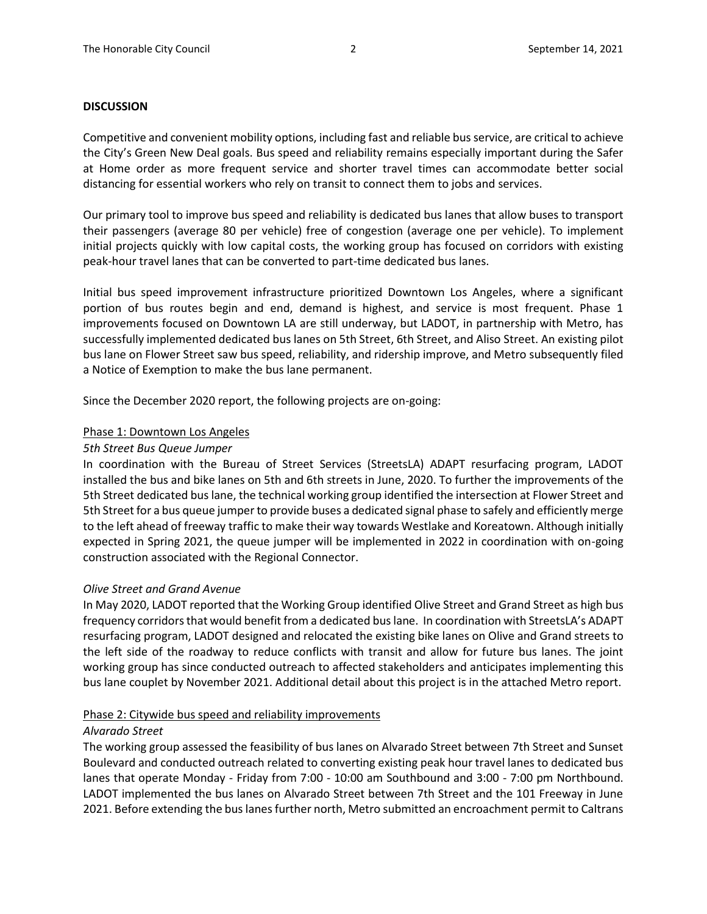## DISCUSSION

Competitive and convenient mobility options, including fast and reliable bus service, are critical to achieve the City's Green New Deal goals. Bus speed and reliability remains especially important during the Safer at Home order as more frequent service and shorter travel times can accommodate better social distancing for essential workers who rely on transit to connect them to jobs and services.

Our primary tool to improve bus speed and reliability is dedicated bus lanes that allow buses to transport their passengers (average 80 per vehicle) free of congestion (average one per vehicle). To implement initial projects quickly with low capital costs, the working group has focused on corridors with existing peak-hour travel lanes that can be converted to part-time dedicated bus lanes.

Initial bus speed improvement infrastructure prioritized Downtown Los Angeles, where a significant portion of bus routes begin and end, demand is highest, and service is most frequent. Phase 1 improvements focused on Downtown LA are still underway, but LADOT, in partnership with Metro, has successfully implemented dedicated bus lanes on 5th Street, 6th Street, and Aliso Street. An existing pilot bus lane on Flower Street saw bus speed, reliability, and ridership improve, and Metro subsequently filed a Notice of Exemption to make the bus lane permanent.

Since the December 2020 report, the following projects are on-going:

### Phase 1: Downtown Los Angeles

*5th Street Bus Queue Jumper*

In coordination with the Bureau of Street Services (StreetsLA) ADAPT resurfacing program, LADOT installed the bus and bike lanes on 5th and 6th streets in June, 2020. To further the improvements of the 5th Street dedicated bus lane, the technical working group identified the intersection at Flower Street and 5th Street for a bus queue jumper to provide buses a dedicated signal phase to safely and efficiently merge to the left ahead of freeway traffic to make their way towards Westlake and Koreatown. Although initially expected in Spring 2021, the queue jumper will be implemented in 2022 in coordination with on-going construction associated with the Regional Connector.

*Olive Street and Grand Avenue*

In May 2020, LADOT reported that the Working Group identified Olive Street and Grand Street as high bus frequency corridors that would benefit from a dedicated bus lane. In coordination with StreetsLA's ADAPT resurfacing program, LADOT designed and relocated the existing bike lanes on Olive and Grand streets to the left side of the roadway to reduce conflicts with transit and allow for future bus lanes. The joint working group has since conducted outreach to affected stakeholders and anticipates implementing this bus lane couplet by November 2021. Additional detail about this project is in the attached Metro report.

### Phase 2: Citywide bus speed and reliability improvements

*Alvarado Street*

The working group assessed the feasibility of bus lanes on Alvarado Street between 7th Street and Sunset Boulevard and conducted outreach related to converting existing peak hour travel lanes to dedicated bus lanes that operate Monday - Friday from 7:00 - 10:00 am Southbound and 3:00 - 7:00 pm Northbound. LADOT implemented the bus lanes on Alvarado Street between 7th Street and the 101 Freeway in June 2021. Before extending the bus lanes further north, Metro submitted an encroachment permit to Caltrans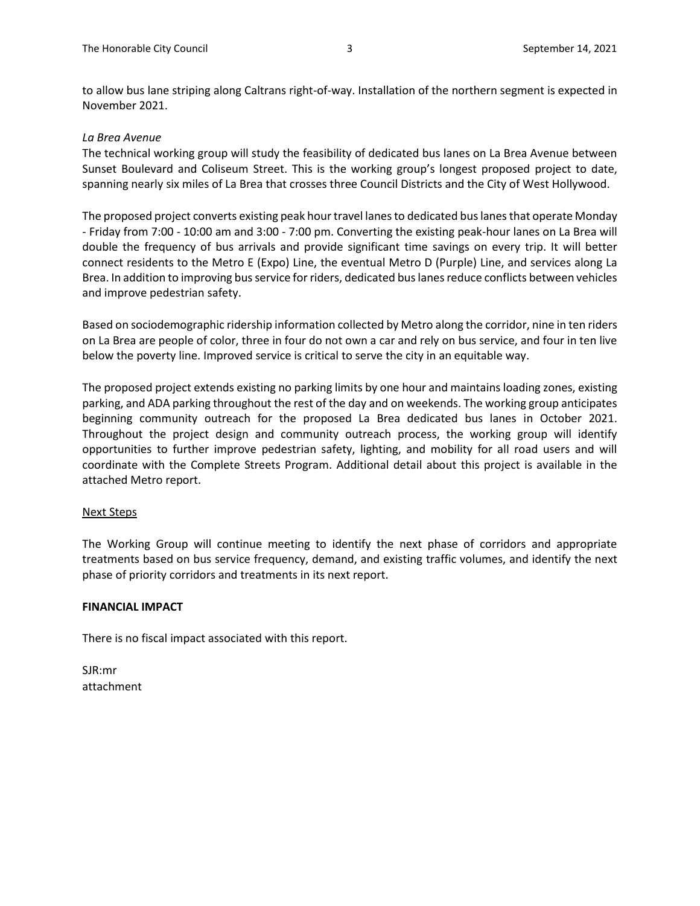to allow bus lane striping along Caltrans right-of-way. Installation of the northern segment is expected in November 2021.

*La Brea Avenue*

The technical working group will study the feasibility of dedicated bus lanes on La Brea Avenue between Sunset Boulevard and Coliseum Street. This is the working group's longest proposed project to date, spanning nearly six miles of La Brea that crosses three Council Districts and the City of West Hollywood.

The proposed project converts existing peak hour travel lanes to dedicated bus lanes that operate Monday - Friday from 7:00 - 10:00 am and 3:00 - 7:00 pm. Converting the existing peak-hour lanes on La Brea will double the frequency of bus arrivals and provide significant time savings on every trip. It will better connect residents to the Metro E (Expo) Line, the eventual Metro D (Purple) Line, and services along La Brea. In addition to improving bus service for riders, dedicated bus lanes reduce conflicts between vehicles and improve pedestrian safety.

Based on sociodemographic ridership information collected by Metro along the corridor, nine in ten riders on La Brea are people of color, three in four do not own a car and rely on bus service, and four in ten live below the poverty line. Improved service is critical to serve the city in an equitable way.

The proposed project extends existing no parking limits by one hour and maintains loading zones, existing parking, and ADA parking throughout the rest of the day and on weekends. The working group anticipates beginning community outreach for the proposed La Brea dedicated bus lanes in October 2021. Throughout the project design and community outreach process, the working group will identify opportunities to further improve pedestrian safety, lighting, and mobility for all road users and will coordinate with the Complete Streets Program. Additional detail about this project is available in the attached Metro report.

<u>Next Steps</u>

The Working Group will continue meeting to identify the next phase of corridors and appropriate treatments based on bus service frequency, demand, and existing traffic volumes, and identify the next phase of priority corridors and treatments in its next report.

**FINANCIAL IMPACT**

There is no fiscal impact associated with this report.

SJR:mr
attachment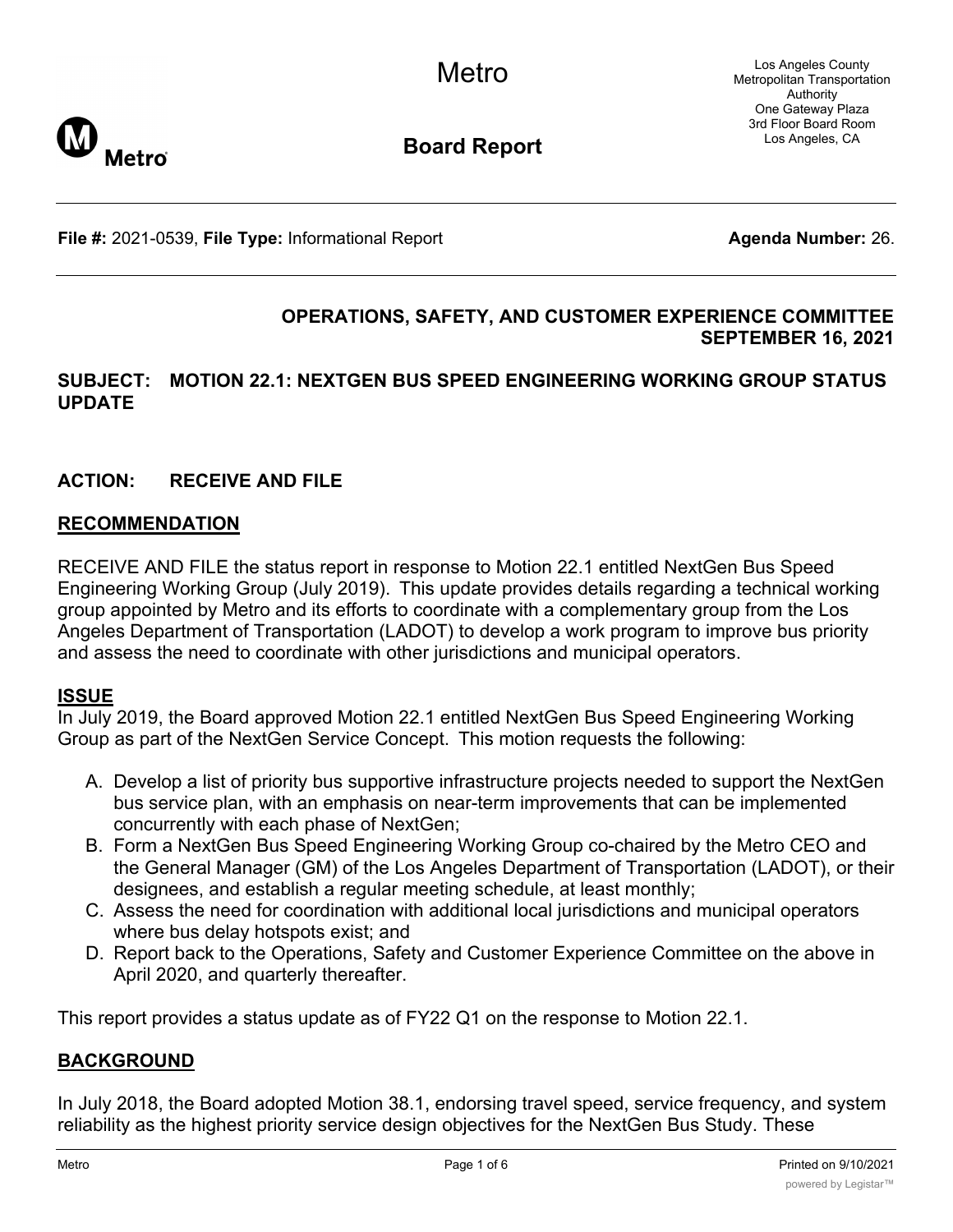# Board Report

**File #:** 2021-0539, **File Type:** Informational Report **Agenda Number:** 26.

## OPERATIONS, SAFETY, AND CUSTOMER EXPERIENCE COMMITTEE SEPTEMBER 16, 2021

**SUBJECT: MOTION 22.1: NEXTGEN BUS SPEED ENGINEERING WORKING GROUP STATUS UPDATE**

**ACTION: RECEIVE AND FILE**

## RECOMMENDATION

RECEIVE AND FILE the status report in response to Motion 22.1 entitled NextGen Bus Speed Engineering Working Group (July 2019). This update provides details regarding a technical working group appointed by Metro and its efforts to coordinate with a complementary group from the Los Angeles Department of Transportation (LADOT) to develop a work program to improve bus priority and assess the need to coordinate with other jurisdictions and municipal operators.

## ISSUE

In July 2019, the Board approved Motion 22.1 entitled NextGen Bus Speed Engineering Working Group as part of the NextGen Service Concept. This motion requests the following:

A. Develop a list of priority bus supportive infrastructure projects needed to support the NextGen bus service plan, with an emphasis on near-term improvements that can be implemented concurrently with each phase of NextGen;
B. Form a NextGen Bus Speed Engineering Working Group co-chaired by the Metro CEO and the General Manager (GM) of the Los Angeles Department of Transportation (LADOT), or their designees, and establish a regular meeting schedule, at least monthly;
C. Assess the need for coordination with additional local jurisdictions and municipal operators where bus delay hotspots exist; and
D. Report back to the Operations, Safety and Customer Experience Committee on the above in April 2020, and quarterly thereafter.

This report provides a status update as of FY22 Q1 on the response to Motion 22.1.

## BACKGROUND

In July 2018, the Board adopted Motion 38.1, endorsing travel speed, service frequency, and system reliability as the highest priority service design objectives for the NextGen Bus Study. These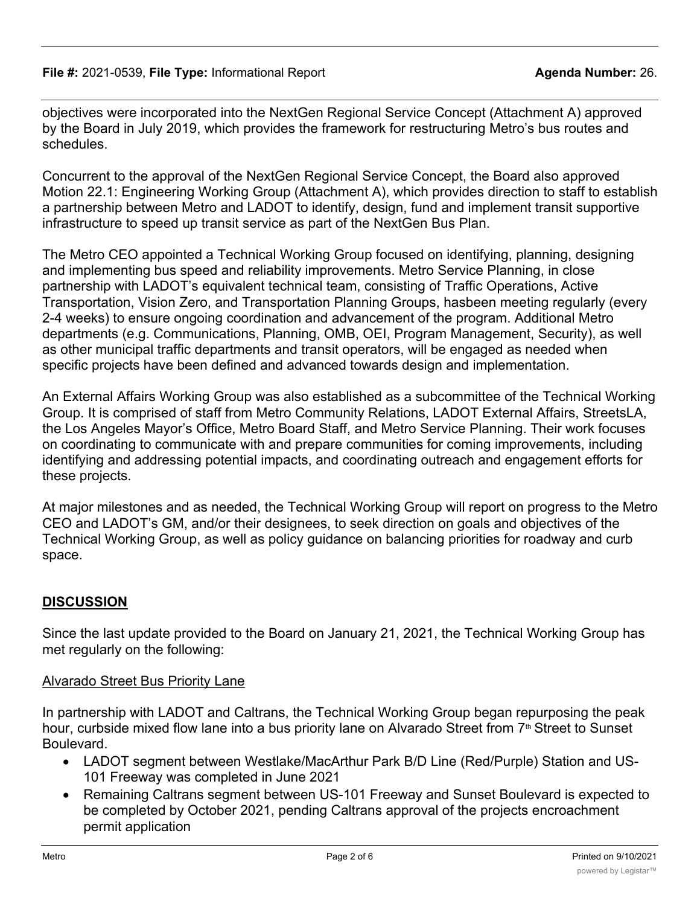objectives were incorporated into the NextGen Regional Service Concept (Attachment A) approved by the Board in July 2019, which provides the framework for restructuring Metro's bus routes and schedules.

Concurrent to the approval of the NextGen Regional Service Concept, the Board also approved Motion 22.1: Engineering Working Group (Attachment A), which provides direction to staff to establish a partnership between Metro and LADOT to identify, design, fund and implement transit supportive infrastructure to speed up transit service as part of the NextGen Bus Plan.

The Metro CEO appointed a Technical Working Group focused on identifying, planning, designing and implementing bus speed and reliability improvements. Metro Service Planning, in close partnership with LADOT's equivalent technical team, consisting of Traffic Operations, Active Transportation, Vision Zero, and Transportation Planning Groups, hasbeen meeting regularly (every 2-4 weeks) to ensure ongoing coordination and advancement of the program. Additional Metro departments (e.g. Communications, Planning, OMB, OEI, Program Management, Security), as well as other municipal traffic departments and transit operators, will be engaged as needed when specific projects have been defined and advanced towards design and implementation.

An External Affairs Working Group was also established as a subcommittee of the Technical Working Group. It is comprised of staff from Metro Community Relations, LADOT External Affairs, StreetsLA, the Los Angeles Mayor's Office, Metro Board Staff, and Metro Service Planning. Their work focuses on coordinating to communicate with and prepare communities for coming improvements, including identifying and addressing potential impacts, and coordinating outreach and engagement efforts for these projects.

At major milestones and as needed, the Technical Working Group will report on progress to the Metro CEO and LADOT's GM, and/or their designees, to seek direction on goals and objectives of the Technical Working Group, as well as policy guidance on balancing priorities for roadway and curb space.

## DISCUSSION

Since the last update provided to the Board on January 21, 2021, the Technical Working Group has met regularly on the following:

### Alvarado Street Bus Priority Lane

In partnership with LADOT and Caltrans, the Technical Working Group began repurposing the peak hour, curbside mixed flow lane into a bus priority lane on Alvarado Street from 7th Street to Sunset Boulevard.

- LADOT segment between Westlake/MacArthur Park B/D Line (Red/Purple) Station and US-101 Freeway was completed in June 2021
- Remaining Caltrans segment between US-101 Freeway and Sunset Boulevard is expected to be completed by October 2021, pending Caltrans approval of the projects encroachment permit application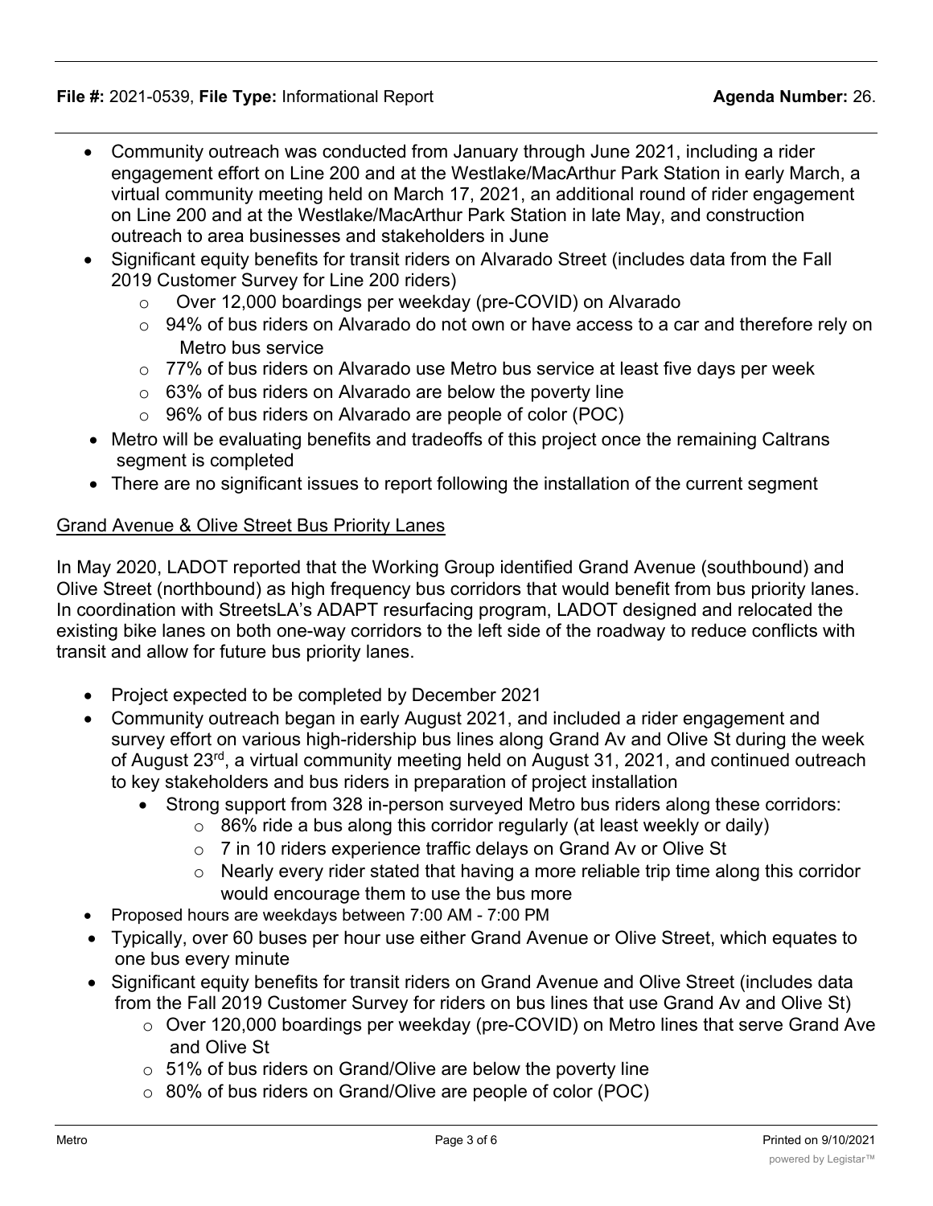- Community outreach was conducted from January through June 2021, including a rider engagement effort on Line 200 and at the Westlake/MacArthur Park Station in early March, a virtual community meeting held on March 17, 2021, an additional round of rider engagement on Line 200 and at the Westlake/MacArthur Park Station in late May, and construction outreach to area businesses and stakeholders in June
- Significant equity benefits for transit riders on Alvarado Street (includes data from the Fall 2019 Customer Survey for Line 200 riders)
    - Over 12,000 boardings per weekday (pre-COVID) on Alvarado
    - 94% of bus riders on Alvarado do not own or have access to a car and therefore rely on Metro bus service
    - 77% of bus riders on Alvarado use Metro bus service at least five days per week
    - 63% of bus riders on Alvarado are below the poverty line
    - 96% of bus riders on Alvarado are people of color (POC)
- Metro will be evaluating benefits and tradeoffs of this project once the remaining Caltrans segment is completed
- There are no significant issues to report following the installation of the current segment

Grand Avenue & Olive Street Bus Priority Lanes

In May 2020, LADOT reported that the Working Group identified Grand Avenue (southbound) and Olive Street (northbound) as high frequency bus corridors that would benefit from bus priority lanes. In coordination with StreetsLA's ADAPT resurfacing program, LADOT designed and relocated the existing bike lanes on both one-way corridors to the left side of the roadway to reduce conflicts with transit and allow for future bus priority lanes.

- Project expected to be completed by December 2021
- Community outreach began in early August 2021, and included a rider engagement and survey effort on various high-ridership bus lines along Grand Av and Olive St during the week of August 23rd, a virtual community meeting held on August 31, 2021, and continued outreach to key stakeholders and bus riders in preparation of project installation
    - Strong support from 328 in-person surveyed Metro bus riders along these corridors:
        - 86% ride a bus along this corridor regularly (at least weekly or daily)
        - 7 in 10 riders experience traffic delays on Grand Av or Olive St
        - Nearly every rider stated that having a more reliable trip time along this corridor would encourage them to use the bus more
- Proposed hours are weekdays between 7:00 AM - 7:00 PM
- Typically, over 60 buses per hour use either Grand Avenue or Olive Street, which equates to one bus every minute
- Significant equity benefits for transit riders on Grand Avenue and Olive Street (includes data from the Fall 2019 Customer Survey for riders on bus lines that use Grand Av and Olive St)
    - Over 120,000 boardings per weekday (pre-COVID) on Metro lines that serve Grand Ave and Olive St
    - 51% of bus riders on Grand/Olive are below the poverty line
    - 80% of bus riders on Grand/Olive are people of color (POC)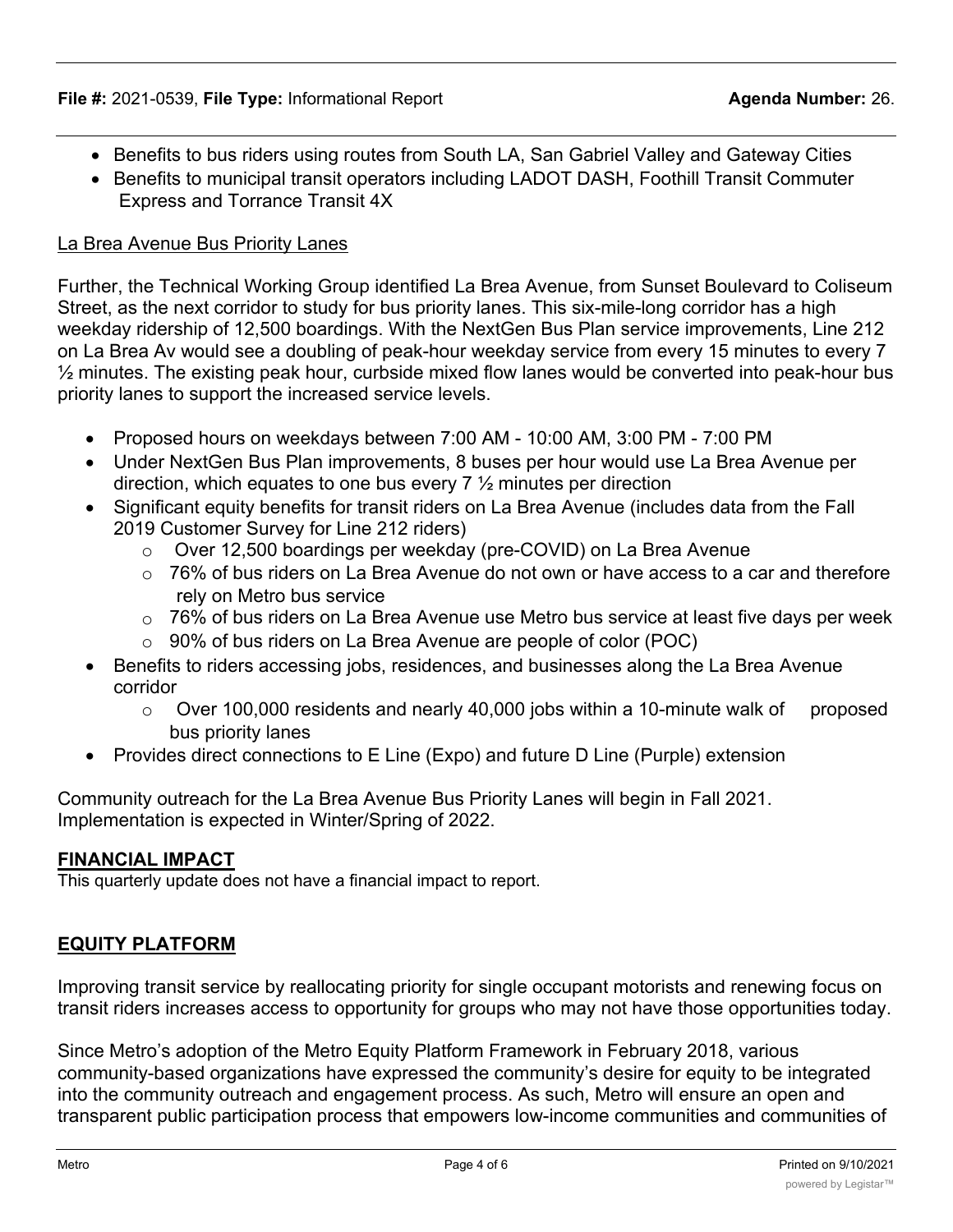- Benefits to bus riders using routes from South LA, San Gabriel Valley and Gateway Cities
- Benefits to municipal transit operators including LADOT DASH, Foothill Transit Commuter Express and Torrance Transit 4X

La Brea Avenue Bus Priority Lanes

Further, the Technical Working Group identified La Brea Avenue, from Sunset Boulevard to Coliseum Street, as the next corridor to study for bus priority lanes. This six-mile-long corridor has a high weekday ridership of 12,500 boardings. With the NextGen Bus Plan service improvements, Line 212 on La Brea Av would see a doubling of peak-hour weekday service from every 15 minutes to every 7 ½ minutes. The existing peak hour, curbside mixed flow lanes would be converted into peak-hour bus priority lanes to support the increased service levels.

- Proposed hours on weekdays between 7:00 AM - 10:00 AM, 3:00 PM - 7:00 PM
- Under NextGen Bus Plan improvements, 8 buses per hour would use La Brea Avenue per direction, which equates to one bus every 7 ½ minutes per direction
- Significant equity benefits for transit riders on La Brea Avenue (includes data from the Fall 2019 Customer Survey for Line 212 riders)
  - Over 12,500 boardings per weekday (pre-COVID) on La Brea Avenue
  - 76% of bus riders on La Brea Avenue do not own or have access to a car and therefore rely on Metro bus service
  - 76% of bus riders on La Brea Avenue use Metro bus service at least five days per week
  - 90% of bus riders on La Brea Avenue are people of color (POC)
- Benefits to riders accessing jobs, residences, and businesses along the La Brea Avenue corridor
  - Over 100,000 residents and nearly 40,000 jobs within a 10-minute walk of proposed bus priority lanes
- Provides direct connections to E Line (Expo) and future D Line (Purple) extension

Community outreach for the La Brea Avenue Bus Priority Lanes will begin in Fall 2021. Implementation is expected in Winter/Spring of 2022.

## FINANCIAL IMPACT

This quarterly update does not have a financial impact to report.

## EQUITY PLATFORM

Improving transit service by reallocating priority for single occupant motorists and renewing focus on transit riders increases access to opportunity for groups who may not have those opportunities today.

Since Metro's adoption of the Metro Equity Platform Framework in February 2018, various community-based organizations have expressed the community's desire for equity to be integrated into the community outreach and engagement process. As such, Metro will ensure an open and transparent public participation process that empowers low-income communities and communities of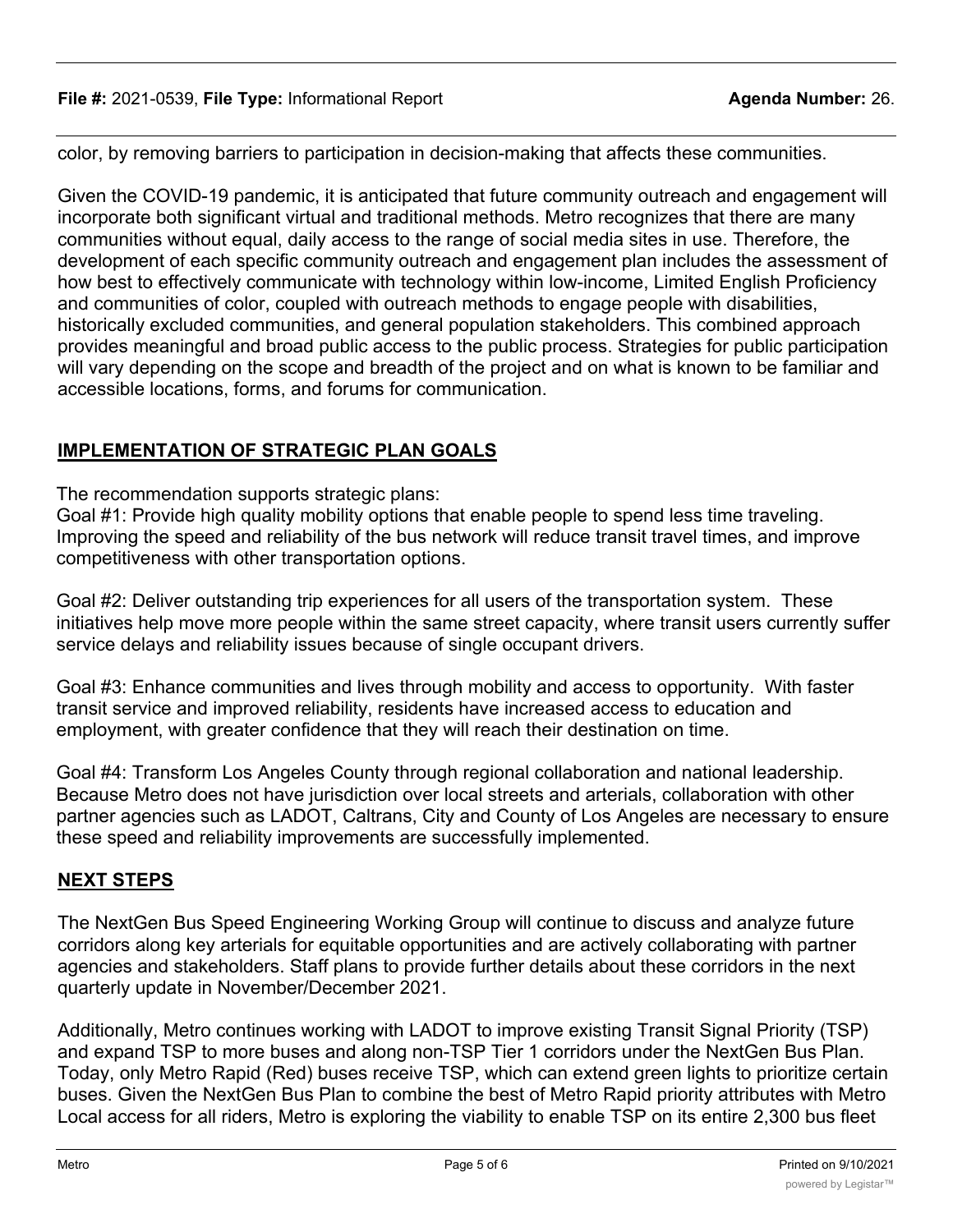color, by removing barriers to participation in decision-making that affects these communities.

Given the COVID-19 pandemic, it is anticipated that future community outreach and engagement will incorporate both significant virtual and traditional methods. Metro recognizes that there are many communities without equal, daily access to the range of social media sites in use. Therefore, the development of each specific community outreach and engagement plan includes the assessment of how best to effectively communicate with technology within low-income, Limited English Proficiency and communities of color, coupled with outreach methods to engage people with disabilities, historically excluded communities, and general population stakeholders. This combined approach provides meaningful and broad public access to the public process. Strategies for public participation will vary depending on the scope and breadth of the project and on what is known to be familiar and accessible locations, forms, and forums for communication.

## IMPLEMENTATION OF STRATEGIC PLAN GOALS

The recommendation supports strategic plans:

Goal #1: Provide high quality mobility options that enable people to spend less time traveling. Improving the speed and reliability of the bus network will reduce transit travel times, and improve competitiveness with other transportation options.

Goal #2: Deliver outstanding trip experiences for all users of the transportation system. These initiatives help move more people within the same street capacity, where transit users currently suffer service delays and reliability issues because of single occupant drivers.

Goal #3: Enhance communities and lives through mobility and access to opportunity. With faster transit service and improved reliability, residents have increased access to education and employment, with greater confidence that they will reach their destination on time.

Goal #4: Transform Los Angeles County through regional collaboration and national leadership. Because Metro does not have jurisdiction over local streets and arterials, collaboration with other partner agencies such as LADOT, Caltrans, City and County of Los Angeles are necessary to ensure these speed and reliability improvements are successfully implemented.

## NEXT STEPS

The NextGen Bus Speed Engineering Working Group will continue to discuss and analyze future corridors along key arterials for equitable opportunities and are actively collaborating with partner agencies and stakeholders. Staff plans to provide further details about these corridors in the next quarterly update in November/December 2021.

Additionally, Metro continues working with LADOT to improve existing Transit Signal Priority (TSP) and expand TSP to more buses and along non-TSP Tier 1 corridors under the NextGen Bus Plan. Today, only Metro Rapid (Red) buses receive TSP, which can extend green lights to prioritize certain buses. Given the NextGen Bus Plan to combine the best of Metro Rapid priority attributes with Metro Local access for all riders, Metro is exploring the viability to enable TSP on its entire 2,300 bus fleet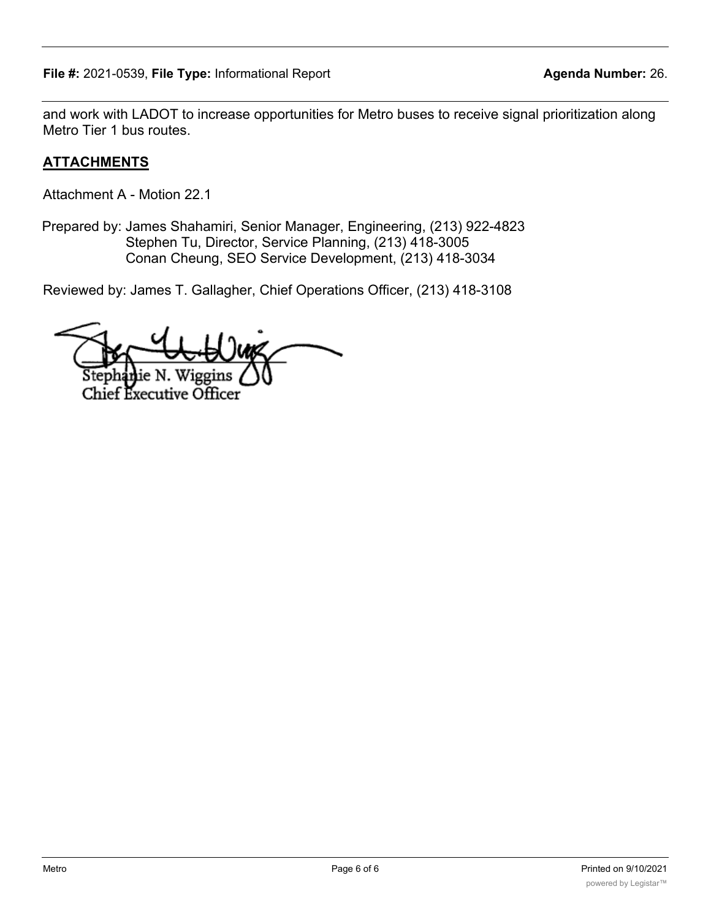and work with LADOT to increase opportunities for Metro buses to receive signal prioritization along Metro Tier 1 bus routes.

## ATTACHMENTS

Attachment A - Motion 22.1

Prepared by: James Shahamiri, Senior Manager, Engineering, (213) 922-4823
Stephen Tu, Director, Service Planning, (213) 418-3005
Conan Cheung, SEO Service Development, (213) 418-3034

Reviewed by: James T. Gallagher, Chief Operations Officer, (213) 418-3108

Stephanie N. Wiggins
Chief Executive Officer